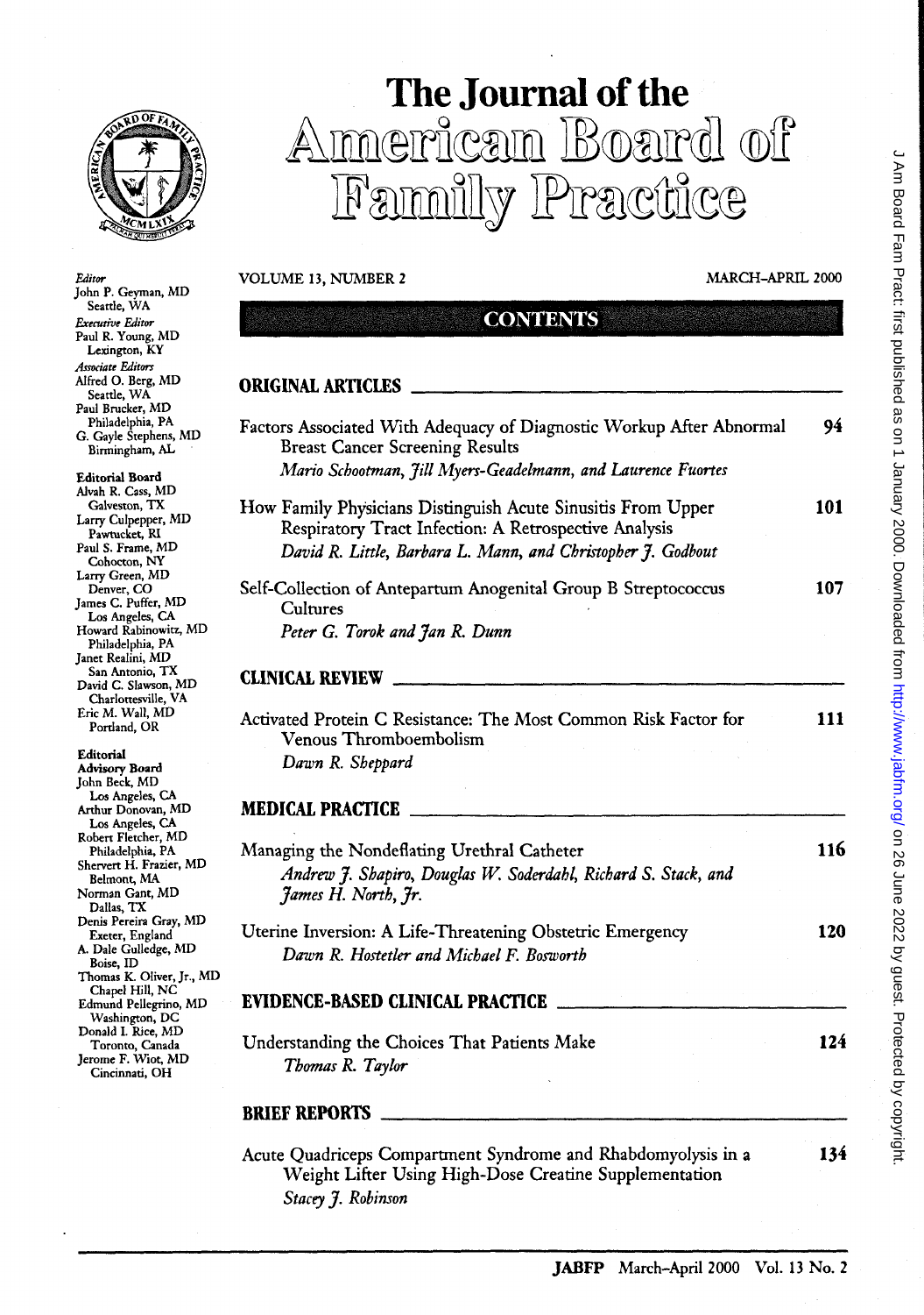# The Journal of the American Board of Family Practice

*Editor*
John P. Geyman, MD
Seattle, WA

*Executive Editor*
Paul R. Young, MD
Lexington, KY

*Associate Editors*
Alfred O. Berg, MD
Seattle, WA
Paul Brucker, MD
Philadelphia, PA
G. Gayle Stephens, MD
Birmingham, AL

**Editorial Board**
Alvah R. Cass, MD
Galveston, TX
Larry Culpepper, MD
Pawtucket, RI
Paul S. Frame, MD
Cohocton, NY
Larry Green, MD
Denver, CO
James C. Puffer, MD
Los Angeles, CA
Howard Rabinowitz, MD
Philadelphia, PA
Janet Realini, MD
San Antonio, TX
David C. Slawson, MD
Charlottesville, VA
Eric M. Wall, MD
Portland, OR

**Editorial Advisory Board**
John Beck, MD
Los Angeles, CA
Arthur Donovan, MD
Los Angeles, CA
Robert Fletcher, MD
Philadelphia, PA
Shervert H. Frazier, MD
Belmont, MA
Norman Gant, MD
Dallas, TX
Denis Pereira Gray, MD
Exeter, England
A. Dale Gulledge, MD
Boise, ID
Thomas K. Oliver, Jr., MD
Chapel Hill, NC
Edmund Pellegrino, MD
Washington, DC
Donald I. Rice, MD
Toronto, Canada
Jerome F. Wiot, MD
Cincinnati, OH

VOLUME 13, NUMBER 2 — MARCH–APRIL 2000

## CONTENTS

### ORIGINAL ARTICLES

Factors Associated With Adequacy of Diagnostic Workup After Abnormal Breast Cancer Screening Results — **94**
*Mario Schootman, Jill Myers-Geadelmann, and Laurence Fuortes*

How Family Physicians Distinguish Acute Sinusitis From Upper Respiratory Tract Infection: A Retrospective Analysis — **101**
*David R. Little, Barbara L. Mann, and Christopher J. Godbout*

Self-Collection of Antepartum Anogenital Group B Streptococcus Cultures — **107**
*Peter G. Torok and Jan R. Dunn*

### CLINICAL REVIEW

Activated Protein C Resistance: The Most Common Risk Factor for Venous Thromboembolism — **111**
*Dawn R. Sheppard*

### MEDICAL PRACTICE

Managing the Nondeflating Urethral Catheter — **116**
*Andrew J. Shapiro, Douglas W. Soderdahl, Richard S. Stack, and James H. North, Jr.*

Uterine Inversion: A Life-Threatening Obstetric Emergency — **120**
*Dawn R. Hostetler and Michael F. Bosworth*

### EVIDENCE-BASED CLINICAL PRACTICE

Understanding the Choices That Patients Make — **124**
*Thomas R. Taylor*

### BRIEF REPORTS

Acute Quadriceps Compartment Syndrome and Rhabdomyolysis in a Weight Lifter Using High-Dose Creatine Supplementation — **134**
*Stacey J. Robinson*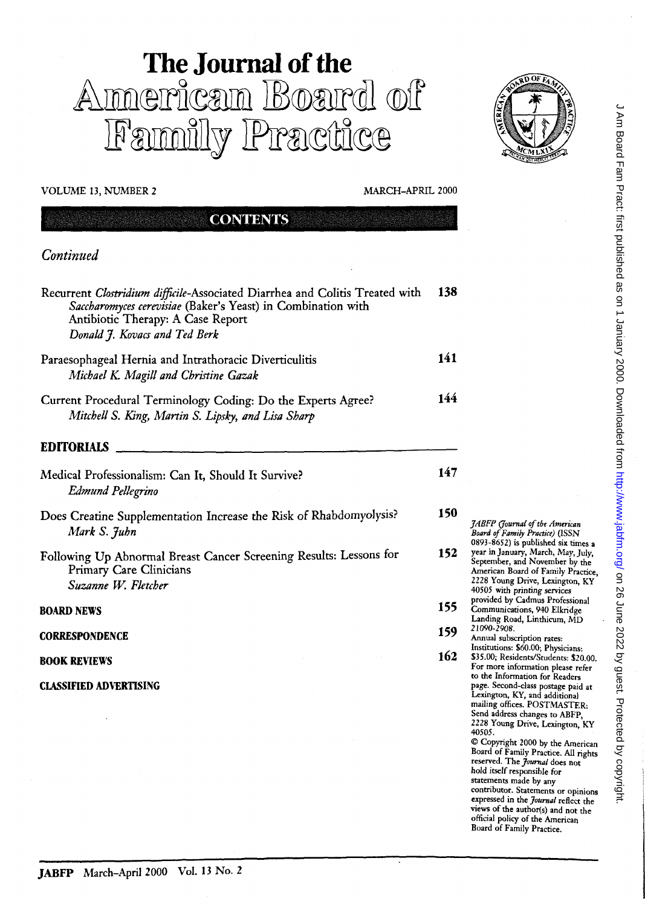# The Journal of the American Board of Family Practice

VOLUME 13, NUMBER 2 MARCH–APRIL 2000

## CONTENTS

*Continued*

Recurrent *Clostridium difficile*-Associated Diarrhea and Colitis Treated with *Saccharomyces cerevisiae* (Baker's Yeast) in Combination with Antibiotic Therapy: A Case Report — 138
*Donald J. Kovacs and Ted Berk*

Paraesophageal Hernia and Intrathoracic Diverticulitis — 141
*Michael K. Magill and Christine Gazak*

Current Procedural Terminology Coding: Do the Experts Agree? — 144
*Mitchell S. King, Martin S. Lipsky, and Lisa Sharp*

### EDITORIALS

Medical Professionalism: Can It, Should It Survive? — 147
*Edmund Pellegrino*

Does Creatine Supplementation Increase the Risk of Rhabdomyolysis? — 150
*Mark S. Juhn*

Following Up Abnormal Breast Cancer Screening Results: Lessons for Primary Care Clinicians — 152
*Suzanne W. Fletcher*

### BOARD NEWS — 155

### CORRESPONDENCE — 159

### BOOK REVIEWS — 162

### CLASSIFIED ADVERTISING

*JABFP (Journal of the American Board of Family Practice)* (ISSN 0893-8652) is published six times a year in January, March, May, July, September, and November by the American Board of Family Practice, 2228 Young Drive, Lexington, KY 40505 with printing services provided by Cadmus Professional Communications, 940 Elkridge Landing Road, Linthicum, MD 21090-2908.

Annual subscription rates: Institutions: $60.00; Physicians: $35.00; Residents/Students: $20.00. For more information please refer to the Information for Readers page. Second-class postage paid at Lexington, KY, and additional mailing offices. POSTMASTER: Send address changes to ABFP, 2228 Young Drive, Lexington, KY 40505.

© Copyright 2000 by the American Board of Family Practice. All rights reserved. The *Journal* does not hold itself responsible for statements made by any contributor. Statements or opinions expressed in the *Journal* reflect the views of the author(s) and not the official policy of the American Board of Family Practice.